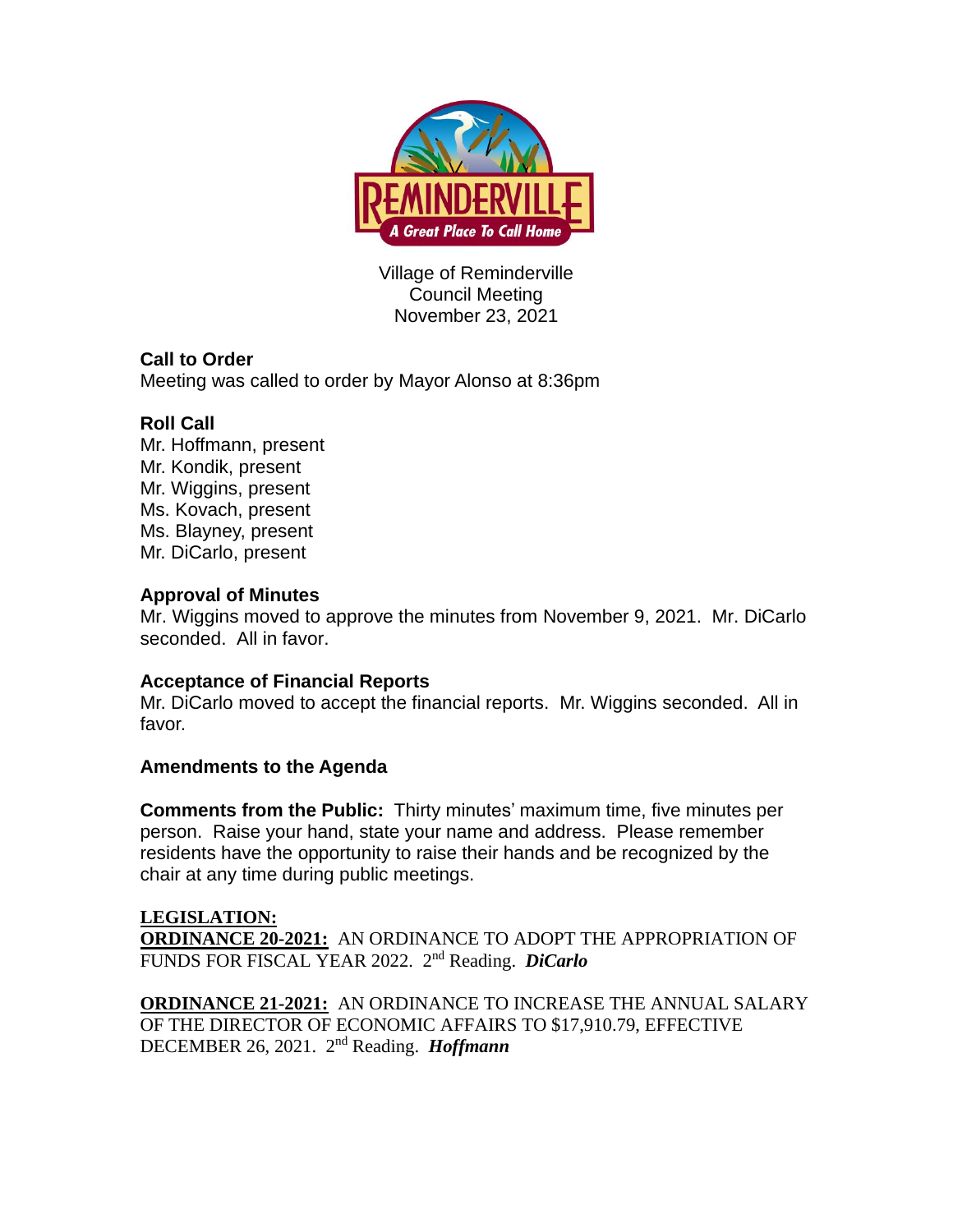Village of Reminderville
Council Meeting
November 23, 2021

**Call to Order**
Meeting was called to order by Mayor Alonso at 8:36pm

**Roll Call**
Mr. Hoffmann, present
Mr. Kondik, present
Mr. Wiggins, present
Ms. Kovach, present
Ms. Blayney, present
Mr. DiCarlo, present

**Approval of Minutes**
Mr. Wiggins moved to approve the minutes from November 9, 2021. Mr. DiCarlo seconded. All in favor.

**Acceptance of Financial Reports**
Mr. DiCarlo moved to accept the financial reports. Mr. Wiggins seconded. All in favor.

**Amendments to the Agenda**

**Comments from the Public:** Thirty minutes' maximum time, five minutes per person. Raise your hand, state your name and address. Please remember residents have the opportunity to raise their hands and be recognized by the chair at any time during public meetings.

**LEGISLATION:**
**ORDINANCE 20-2021:** AN ORDINANCE TO ADOPT THE APPROPRIATION OF FUNDS FOR FISCAL YEAR 2022. 2nd Reading. ***DiCarlo***

**ORDINANCE 21-2021:** AN ORDINANCE TO INCREASE THE ANNUAL SALARY OF THE DIRECTOR OF ECONOMIC AFFAIRS TO $17,910.79, EFFECTIVE DECEMBER 26, 2021. 2nd Reading. ***Hoffmann***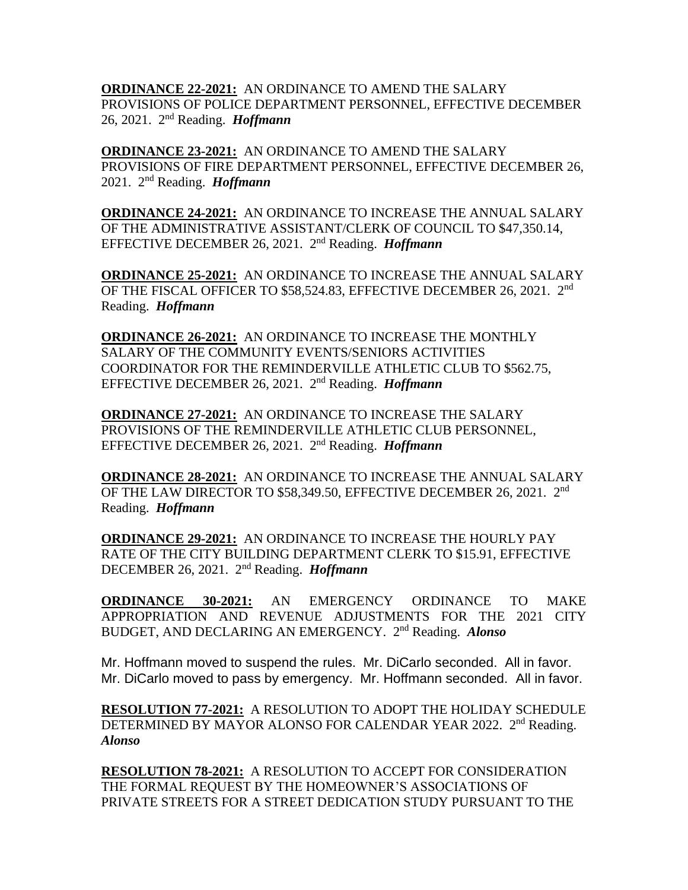**ORDINANCE 22-2021:** AN ORDINANCE TO AMEND THE SALARY PROVISIONS OF POLICE DEPARTMENT PERSONNEL, EFFECTIVE DECEMBER 26, 2021. 2nd Reading. ***Hoffmann***

**ORDINANCE 23-2021:** AN ORDINANCE TO AMEND THE SALARY PROVISIONS OF FIRE DEPARTMENT PERSONNEL, EFFECTIVE DECEMBER 26, 2021. 2nd Reading. ***Hoffmann***

**ORDINANCE 24-2021:** AN ORDINANCE TO INCREASE THE ANNUAL SALARY OF THE ADMINISTRATIVE ASSISTANT/CLERK OF COUNCIL TO $47,350.14, EFFECTIVE DECEMBER 26, 2021. 2nd Reading. ***Hoffmann***

**ORDINANCE 25-2021:** AN ORDINANCE TO INCREASE THE ANNUAL SALARY OF THE FISCAL OFFICER TO $58,524.83, EFFECTIVE DECEMBER 26, 2021. 2nd Reading. ***Hoffmann***

**ORDINANCE 26-2021:** AN ORDINANCE TO INCREASE THE MONTHLY SALARY OF THE COMMUNITY EVENTS/SENIORS ACTIVITIES COORDINATOR FOR THE REMINDERVILLE ATHLETIC CLUB TO $562.75, EFFECTIVE DECEMBER 26, 2021. 2nd Reading. ***Hoffmann***

**ORDINANCE 27-2021:** AN ORDINANCE TO INCREASE THE SALARY PROVISIONS OF THE REMINDERVILLE ATHLETIC CLUB PERSONNEL, EFFECTIVE DECEMBER 26, 2021. 2nd Reading. ***Hoffmann***

**ORDINANCE 28-2021:** AN ORDINANCE TO INCREASE THE ANNUAL SALARY OF THE LAW DIRECTOR TO $58,349.50, EFFECTIVE DECEMBER 26, 2021. 2nd Reading. ***Hoffmann***

**ORDINANCE 29-2021:** AN ORDINANCE TO INCREASE THE HOURLY PAY RATE OF THE CITY BUILDING DEPARTMENT CLERK TO $15.91, EFFECTIVE DECEMBER 26, 2021. 2nd Reading. ***Hoffmann***

**ORDINANCE 30-2021:** AN EMERGENCY ORDINANCE TO MAKE APPROPRIATION AND REVENUE ADJUSTMENTS FOR THE 2021 CITY BUDGET, AND DECLARING AN EMERGENCY. 2nd Reading. ***Alonso***

Mr. Hoffmann moved to suspend the rules. Mr. DiCarlo seconded. All in favor.
Mr. DiCarlo moved to pass by emergency. Mr. Hoffmann seconded. All in favor.

**RESOLUTION 77-2021:** A RESOLUTION TO ADOPT THE HOLIDAY SCHEDULE DETERMINED BY MAYOR ALONSO FOR CALENDAR YEAR 2022. 2nd Reading. ***Alonso***

**RESOLUTION 78-2021:** A RESOLUTION TO ACCEPT FOR CONSIDERATION THE FORMAL REQUEST BY THE HOMEOWNER'S ASSOCIATIONS OF PRIVATE STREETS FOR A STREET DEDICATION STUDY PURSUANT TO THE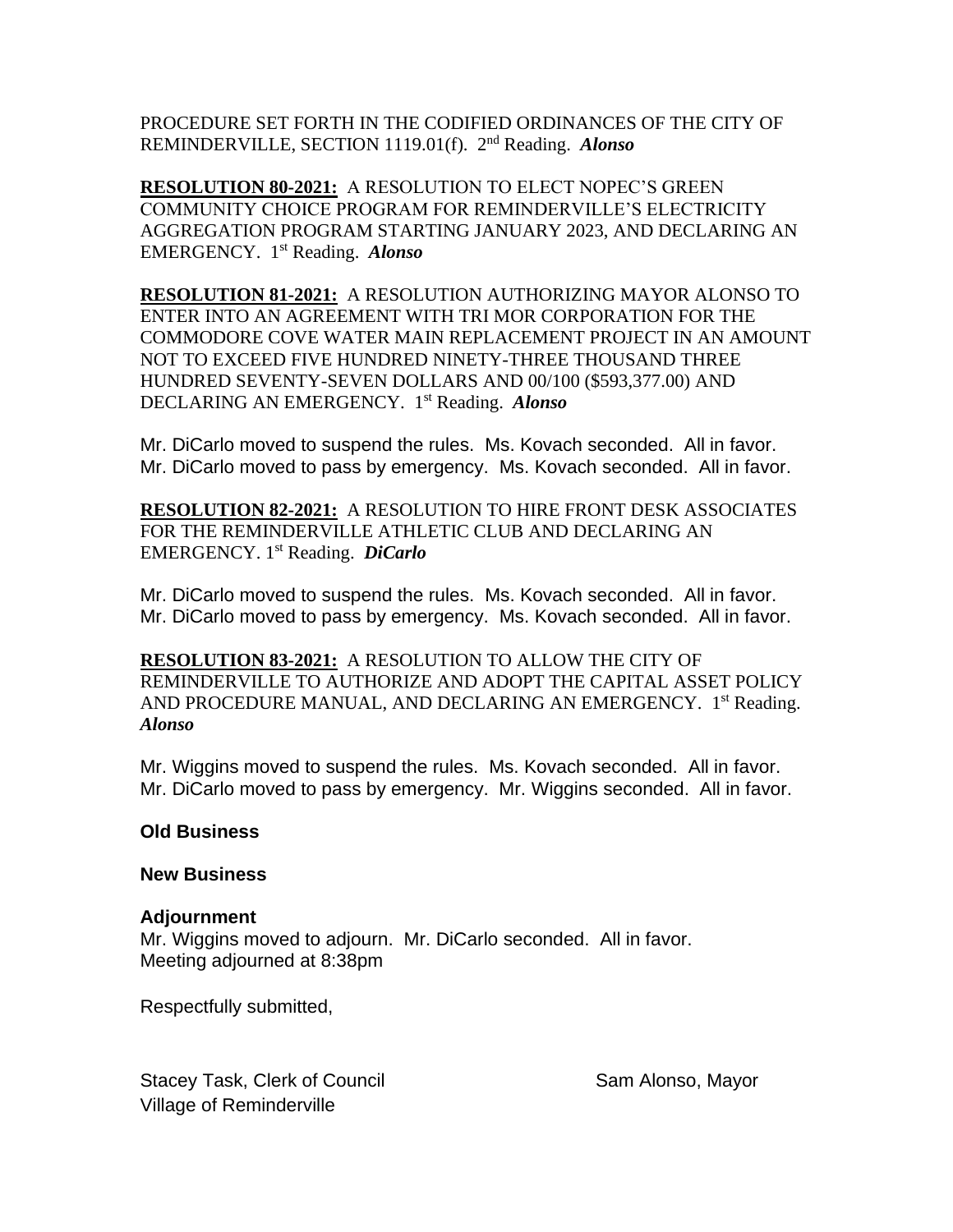PROCEDURE SET FORTH IN THE CODIFIED ORDINANCES OF THE CITY OF REMINDERVILLE, SECTION 1119.01(f). 2nd Reading. ***Alonso***

**RESOLUTION 80-2021:** A RESOLUTION TO ELECT NOPEC'S GREEN COMMUNITY CHOICE PROGRAM FOR REMINDERVILLE'S ELECTRICITY AGGREGATION PROGRAM STARTING JANUARY 2023, AND DECLARING AN EMERGENCY. 1st Reading. ***Alonso***

**RESOLUTION 81-2021:** A RESOLUTION AUTHORIZING MAYOR ALONSO TO ENTER INTO AN AGREEMENT WITH TRI MOR CORPORATION FOR THE COMMODORE COVE WATER MAIN REPLACEMENT PROJECT IN AN AMOUNT NOT TO EXCEED FIVE HUNDRED NINETY-THREE THOUSAND THREE HUNDRED SEVENTY-SEVEN DOLLARS AND 00/100 ($593,377.00) AND DECLARING AN EMERGENCY. 1st Reading. ***Alonso***

Mr. DiCarlo moved to suspend the rules. Ms. Kovach seconded. All in favor.
Mr. DiCarlo moved to pass by emergency. Ms. Kovach seconded. All in favor.

**RESOLUTION 82-2021:** A RESOLUTION TO HIRE FRONT DESK ASSOCIATES FOR THE REMINDERVILLE ATHLETIC CLUB AND DECLARING AN EMERGENCY. 1st Reading. ***DiCarlo***

Mr. DiCarlo moved to suspend the rules. Ms. Kovach seconded. All in favor.
Mr. DiCarlo moved to pass by emergency. Ms. Kovach seconded. All in favor.

**RESOLUTION 83-2021:** A RESOLUTION TO ALLOW THE CITY OF REMINDERVILLE TO AUTHORIZE AND ADOPT THE CAPITAL ASSET POLICY AND PROCEDURE MANUAL, AND DECLARING AN EMERGENCY. 1st Reading. ***Alonso***

Mr. Wiggins moved to suspend the rules. Ms. Kovach seconded. All in favor.
Mr. DiCarlo moved to pass by emergency. Mr. Wiggins seconded. All in favor.

**Old Business**

**New Business**

**Adjournment**
Mr. Wiggins moved to adjourn. Mr. DiCarlo seconded. All in favor.
Meeting adjourned at 8:38pm

Respectfully submitted,

Stacey Task, Clerk of Council
Village of Reminderville

Sam Alonso, Mayor